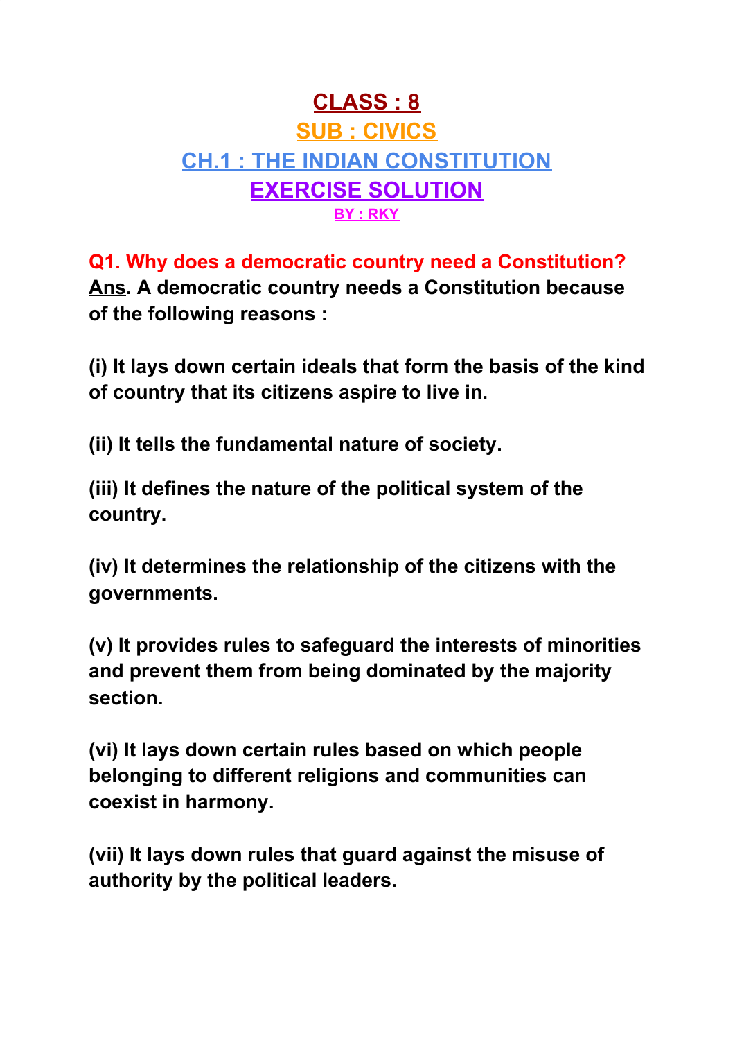# CLASS : 8

## SUB : CIVICS

## CH.1 : THE INDIAN CONSTITUTION

## EXERCISE SOLUTION

BY : RKY

**Q1. Why does a democratic country need a Constitution?**

**Ans. A democratic country needs a Constitution because of the following reasons :**

**(i) It lays down certain ideals that form the basis of the kind of country that its citizens aspire to live in.**

**(ii) It tells the fundamental nature of society.**

**(iii) It defines the nature of the political system of the country.**

**(iv) It determines the relationship of the citizens with the governments.**

**(v) It provides rules to safeguard the interests of minorities and prevent them from being dominated by the majority section.**

**(vi) It lays down certain rules based on which people belonging to different religions and communities can coexist in harmony.**

**(vii) It lays down rules that guard against the misuse of authority by the political leaders.**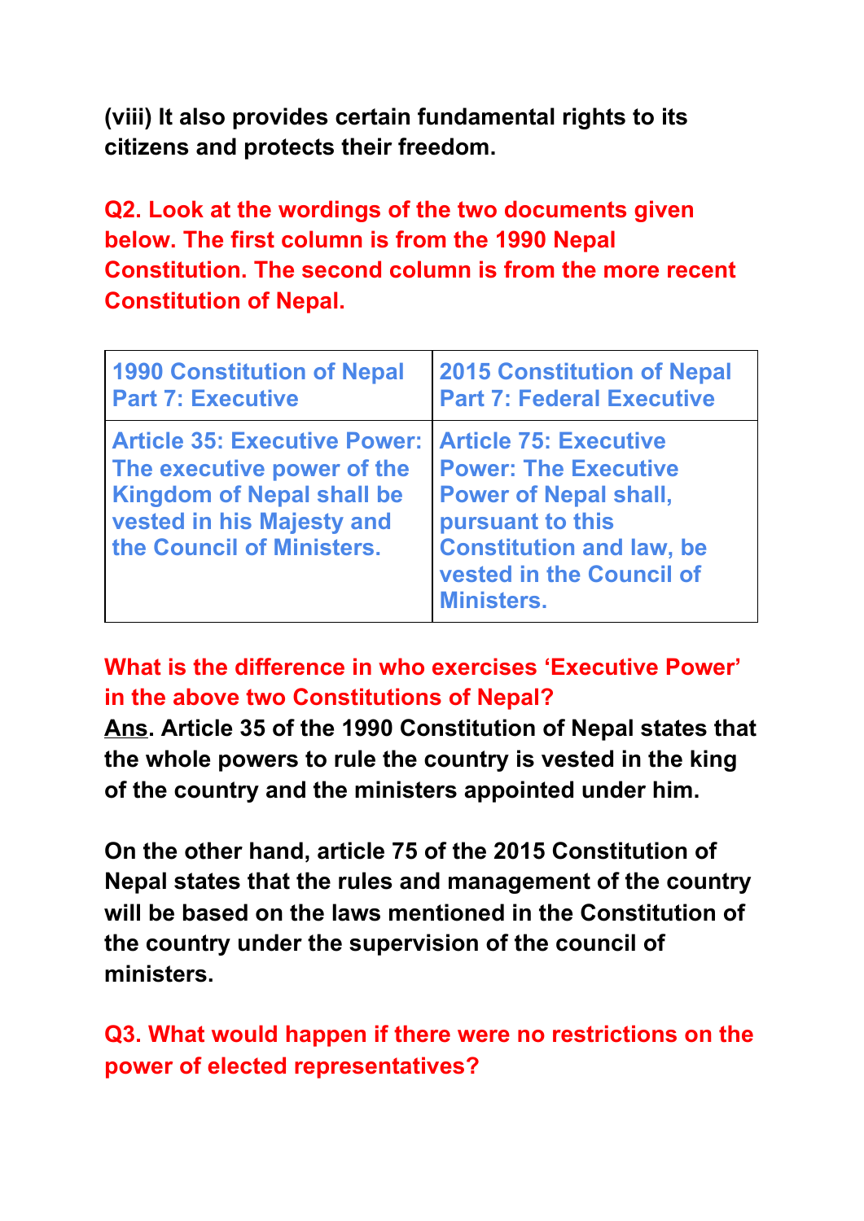**(viii) It also provides certain fundamental rights to its citizens and protects their freedom.**

**Q2. Look at the wordings of the two documents given below. The first column is from the 1990 Nepal Constitution. The second column is from the more recent Constitution of Nepal.**

| 1990 Constitution of Nepal Part 7: Executive | 2015 Constitution of Nepal Part 7: Federal Executive |
|---|---|
| Article 35: Executive Power: The executive power of the Kingdom of Nepal shall be vested in his Majesty and the Council of Ministers. | Article 75: Executive Power: The Executive Power of Nepal shall, pursuant to this Constitution and law, be vested in the Council of Ministers. |

**What is the difference in who exercises 'Executive Power' in the above two Constitutions of Nepal?**

**Ans. Article 35 of the 1990 Constitution of Nepal states that the whole powers to rule the country is vested in the king of the country and the ministers appointed under him.**

**On the other hand, article 75 of the 2015 Constitution of Nepal states that the rules and management of the country will be based on the laws mentioned in the Constitution of the country under the supervision of the council of ministers.**

**Q3. What would happen if there were no restrictions on the power of elected representatives?**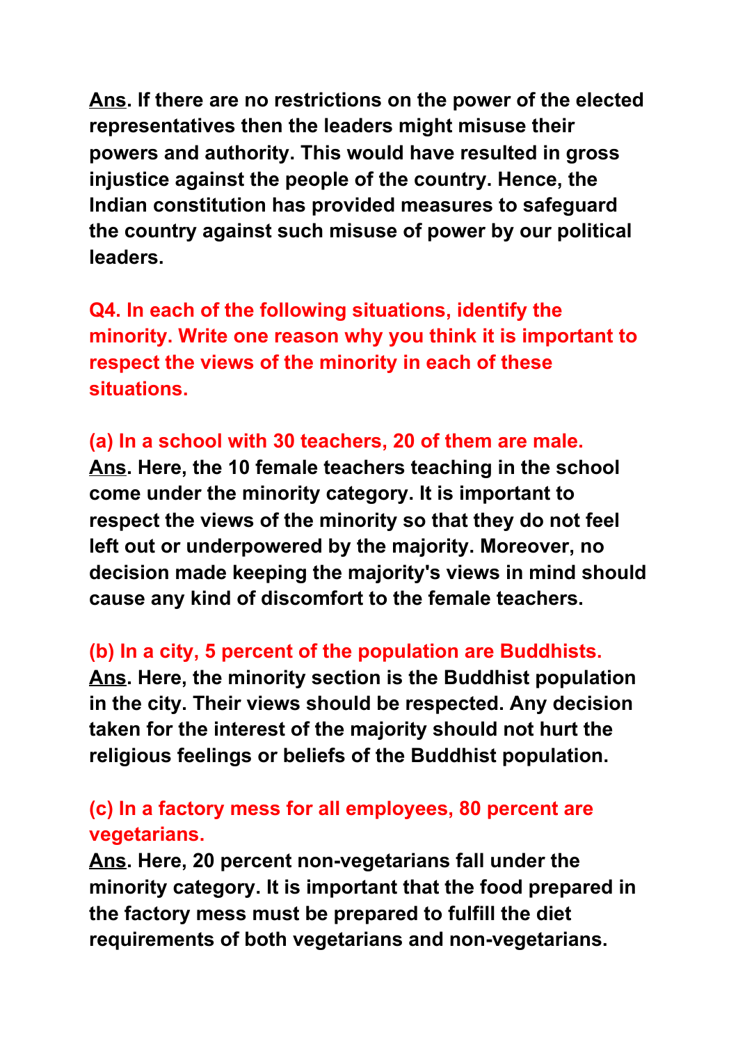<u>**Ans**</u>**. If there are no restrictions on the power of the elected representatives then the leaders might misuse their powers and authority. This would have resulted in gross injustice against the people of the country. Hence, the Indian constitution has provided measures to safeguard the country against such misuse of power by our political leaders.**

**Q4. In each of the following situations, identify the minority. Write one reason why you think it is important to respect the views of the minority in each of these situations.**

**(a) In a school with 30 teachers, 20 of them are male.**
<u>**Ans**</u>**. Here, the 10 female teachers teaching in the school come under the minority category. It is important to respect the views of the minority so that they do not feel left out or underpowered by the majority. Moreover, no decision made keeping the majority's views in mind should cause any kind of discomfort to the female teachers.**

**(b) In a city, 5 percent of the population are Buddhists.**
<u>**Ans**</u>**. Here, the minority section is the Buddhist population in the city. Their views should be respected. Any decision taken for the interest of the majority should not hurt the religious feelings or beliefs of the Buddhist population.**

**(c) In a factory mess for all employees, 80 percent are vegetarians.**
<u>**Ans**</u>**. Here, 20 percent non-vegetarians fall under the minority category. It is important that the food prepared in the factory mess must be prepared to fulfill the diet requirements of both vegetarians and non-vegetarians.**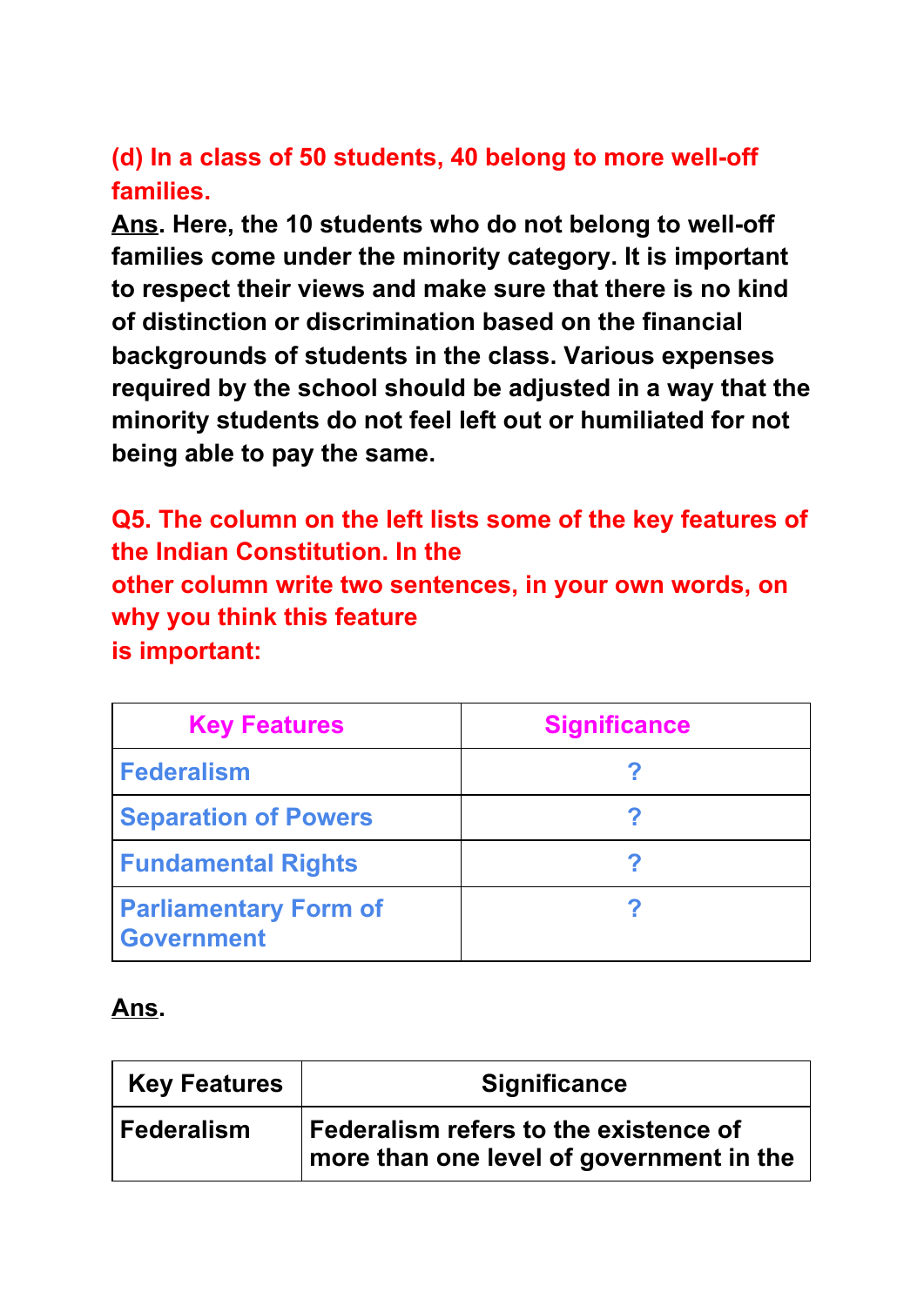**(d) In a class of 50 students, 40 belong to more well-off families.**

**Ans. Here, the 10 students who do not belong to well-off families come under the minority category. It is important to respect their views and make sure that there is no kind of distinction or discrimination based on the financial backgrounds of students in the class. Various expenses required by the school should be adjusted in a way that the minority students do not feel left out or humiliated for not being able to pay the same.**

**Q5. The column on the left lists some of the key features of the Indian Constitution. In the other column write two sentences, in your own words, on why you think this feature is important:**

| Key Features | Significance |
|---|---|
| Federalism | ? |
| Separation of Powers | ? |
| Fundamental Rights | ? |
| Parliamentary Form of Government | ? |

**Ans.**

| Key Features | Significance |
|---|---|
| Federalism | Federalism refers to the existence of more than one level of government in the |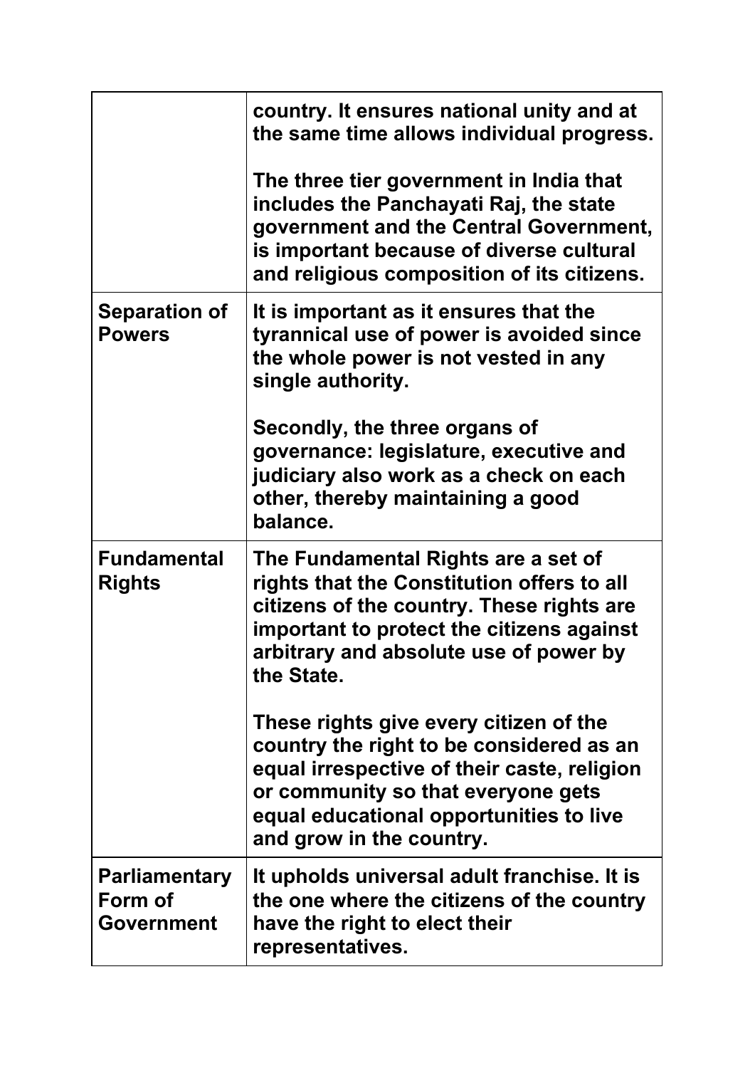| | |
|---|---|
| | **country. It ensures national unity and at the same time allows individual progress.**<br><br>**The three tier government in India that includes the Panchayati Raj, the state government and the Central Government, is important because of diverse cultural and religious composition of its citizens.** |
| **Separation of Powers** | **It is important as it ensures that the tyrannical use of power is avoided since the whole power is not vested in any single authority.**<br><br>**Secondly, the three organs of governance: legislature, executive and judiciary also work as a check on each other, thereby maintaining a good balance.** |
| **Fundamental Rights** | **The Fundamental Rights are a set of rights that the Constitution offers to all citizens of the country. These rights are important to protect the citizens against arbitrary and absolute use of power by the State.**<br><br>**These rights give every citizen of the country the right to be considered as an equal irrespective of their caste, religion or community so that everyone gets equal educational opportunities to live and grow in the country.** |
| **Parliamentary Form of Government** | **It upholds universal adult franchise. It is the one where the citizens of the country have the right to elect their representatives.** |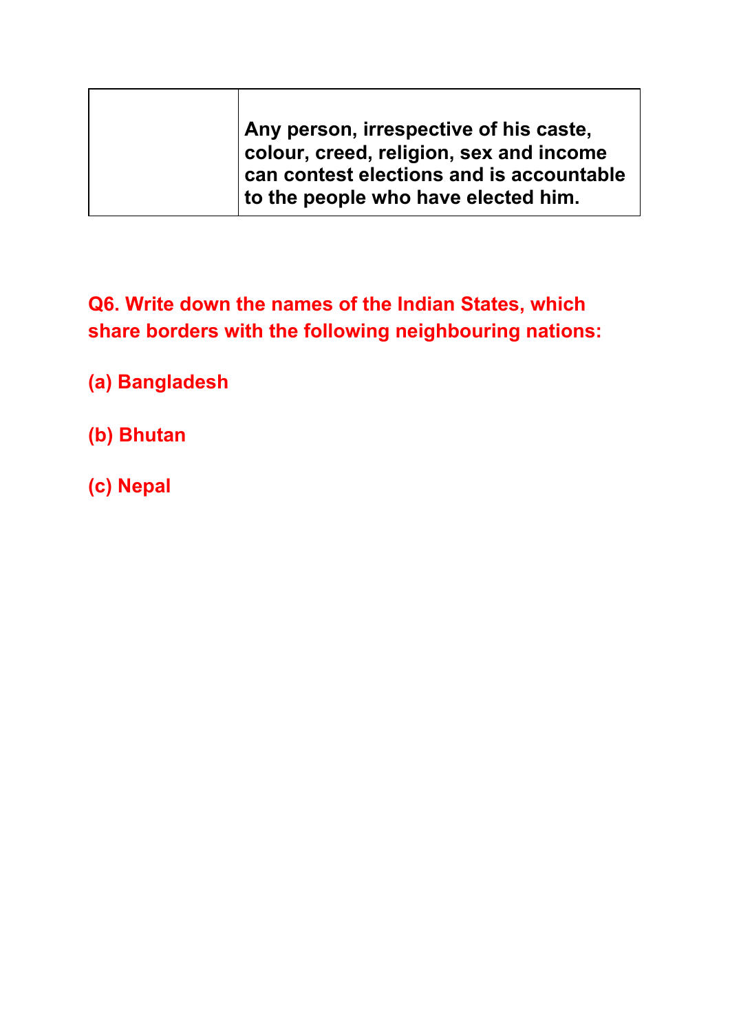|  | Any person, irrespective of his caste, colour, creed, religion, sex and income can contest elections and is accountable to the people who have elected him. |
|---|---|

**Q6. Write down the names of the Indian States, which share borders with the following neighbouring nations:**

**(a) Bangladesh**

**(b) Bhutan**

**(c) Nepal**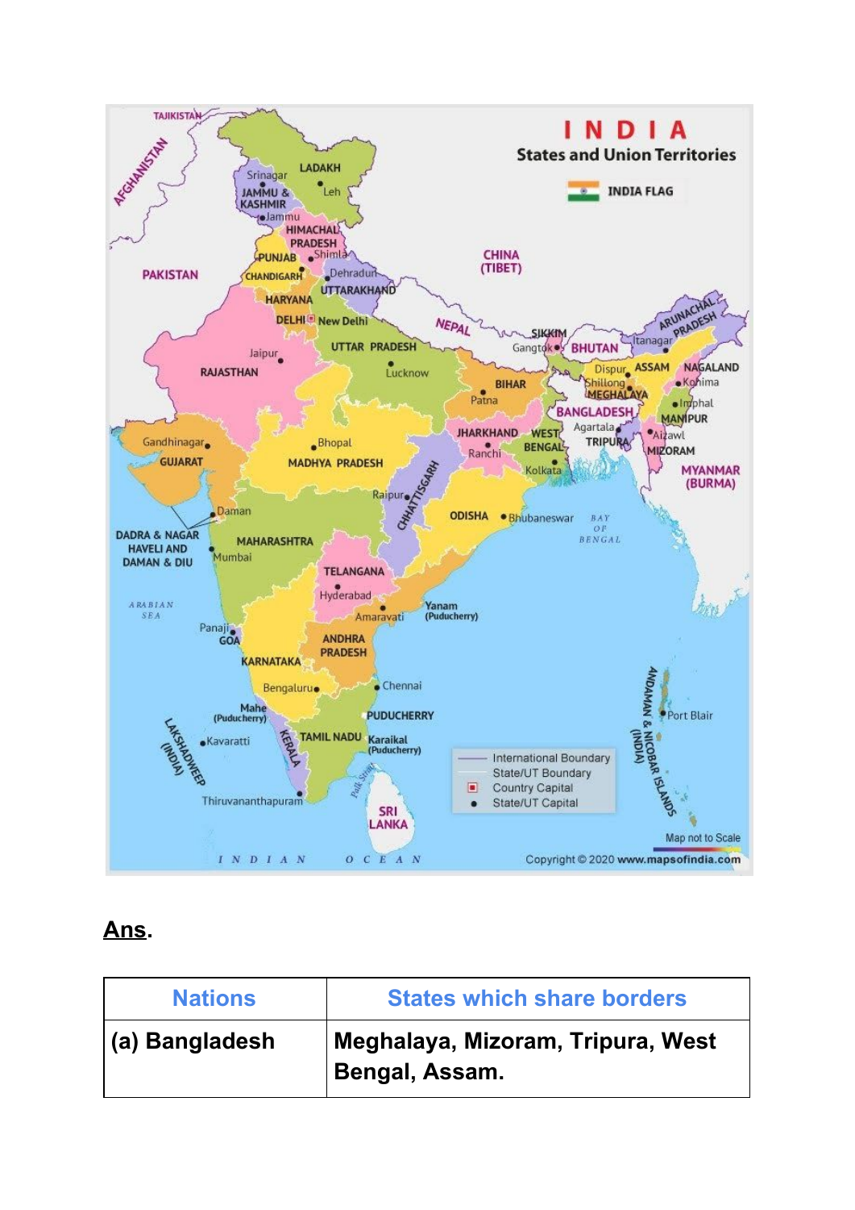**Ans.**

| Nations | States which share borders |
|---|---|
| (a) Bangladesh | Meghalaya, Mizoram, Tripura, West Bengal, Assam. |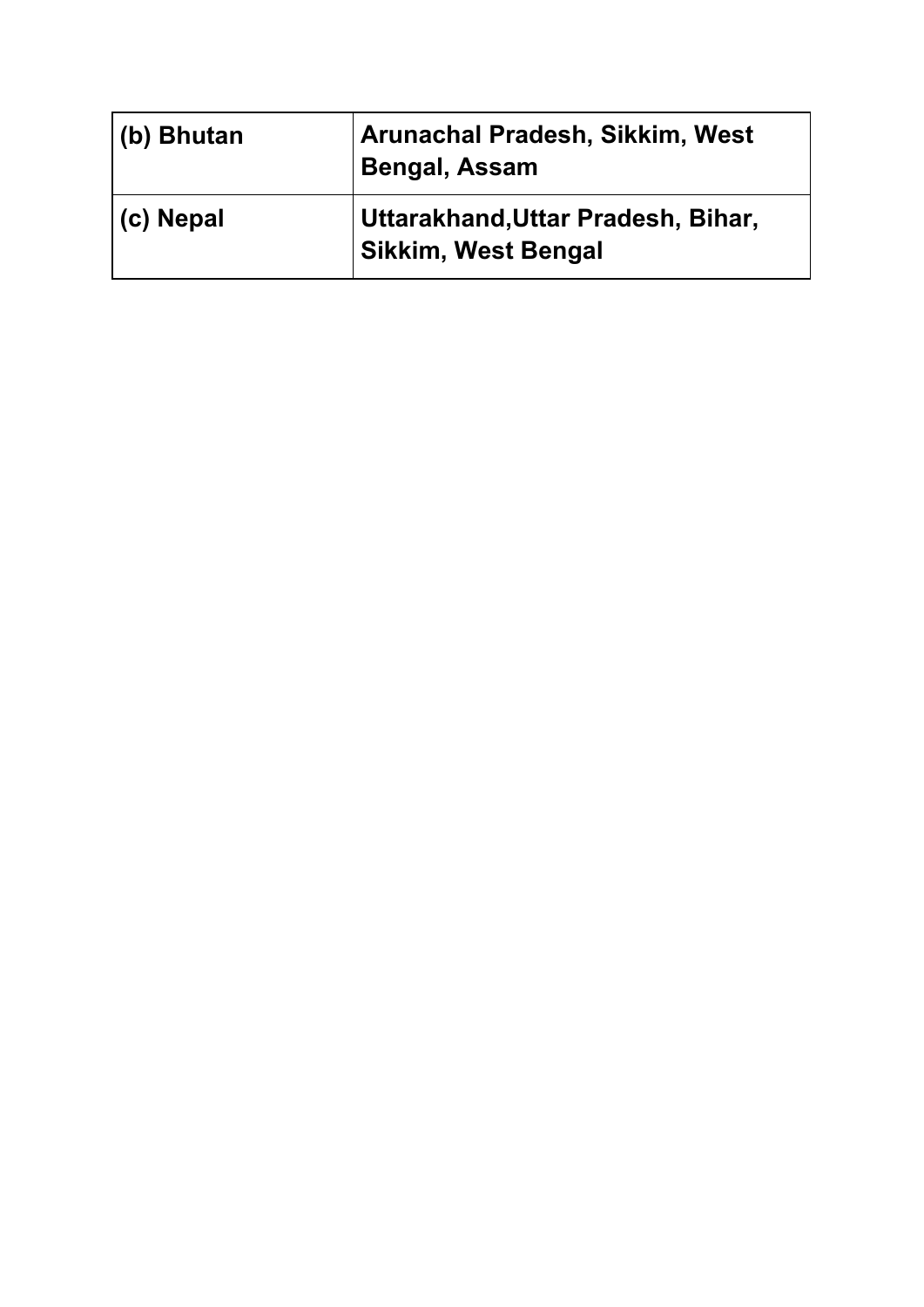| | |
|---|---|
| **(b) Bhutan** | **Arunachal Pradesh, Sikkim, West Bengal, Assam** |
| **(c) Nepal** | **Uttarakhand,Uttar Pradesh, Bihar, Sikkim, West Bengal** |